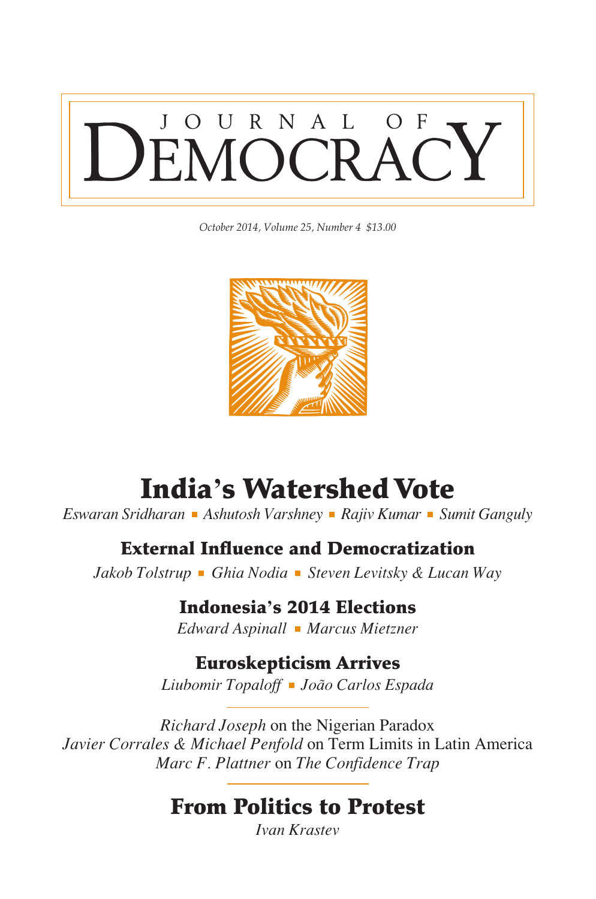# JOURNAL OF DEMOCRACY

*October 2014, Volume 25, Number 4 $13.00*

## India's Watershed Vote

*Eswaran Sridharan* ▪ *Ashutosh Varshney* ▪ *Rajiv Kumar* ▪ *Sumit Ganguly*

### External Influence and Democratization

*Jakob Tolstrup* ▪ *Ghia Nodia* ▪ *Steven Levitsky & Lucan Way*

### Indonesia's 2014 Elections

*Edward Aspinall* ▪ *Marcus Mietzner*

### Euroskepticism Arrives

*Liubomir Topaloff* ▪ *João Carlos Espada*

*Richard Joseph* on the Nigerian Paradox
*Javier Corrales & Michael Penfold* on Term Limits in Latin America
*Marc F. Plattner* on *The Confidence Trap*

## From Politics to Protest

*Ivan Krastev*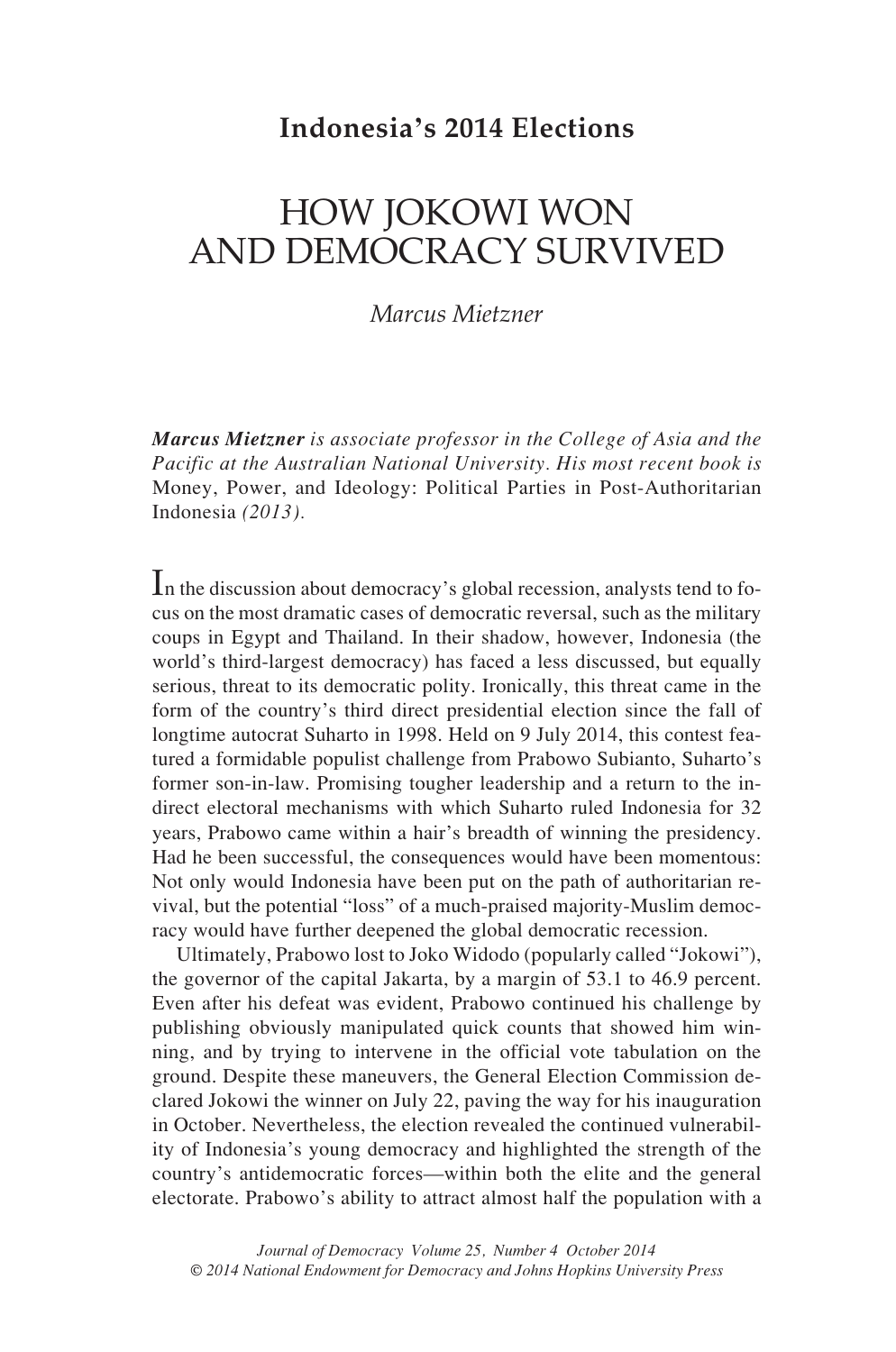## Indonesia's 2014 Elections

# HOW JOKOWI WON AND DEMOCRACY SURVIVED

*Marcus Mietzner*

***Marcus Mietzner*** *is associate professor in the College of Asia and the Pacific at the Australian National University. His most recent book is* Money, Power, and Ideology: Political Parties in Post-Authoritarian Indonesia *(2013).*

In the discussion about democracy's global recession, analysts tend to focus on the most dramatic cases of democratic reversal, such as the military coups in Egypt and Thailand. In their shadow, however, Indonesia (the world's third-largest democracy) has faced a less discussed, but equally serious, threat to its democratic polity. Ironically, this threat came in the form of the country's third direct presidential election since the fall of longtime autocrat Suharto in 1998. Held on 9 July 2014, this contest featured a formidable populist challenge from Prabowo Subianto, Suharto's former son-in-law. Promising tougher leadership and a return to the indirect electoral mechanisms with which Suharto ruled Indonesia for 32 years, Prabowo came within a hair's breadth of winning the presidency. Had he been successful, the consequences would have been momentous: Not only would Indonesia have been put on the path of authoritarian revival, but the potential "loss" of a much-praised majority-Muslim democracy would have further deepened the global democratic recession.

Ultimately, Prabowo lost to Joko Widodo (popularly called "Jokowi"), the governor of the capital Jakarta, by a margin of 53.1 to 46.9 percent. Even after his defeat was evident, Prabowo continued his challenge by publishing obviously manipulated quick counts that showed him winning, and by trying to intervene in the official vote tabulation on the ground. Despite these maneuvers, the General Election Commission declared Jokowi the winner on July 22, paving the way for his inauguration in October. Nevertheless, the election revealed the continued vulnerability of Indonesia's young democracy and highlighted the strength of the country's antidemocratic forces—within both the elite and the general electorate. Prabowo's ability to attract almost half the population with a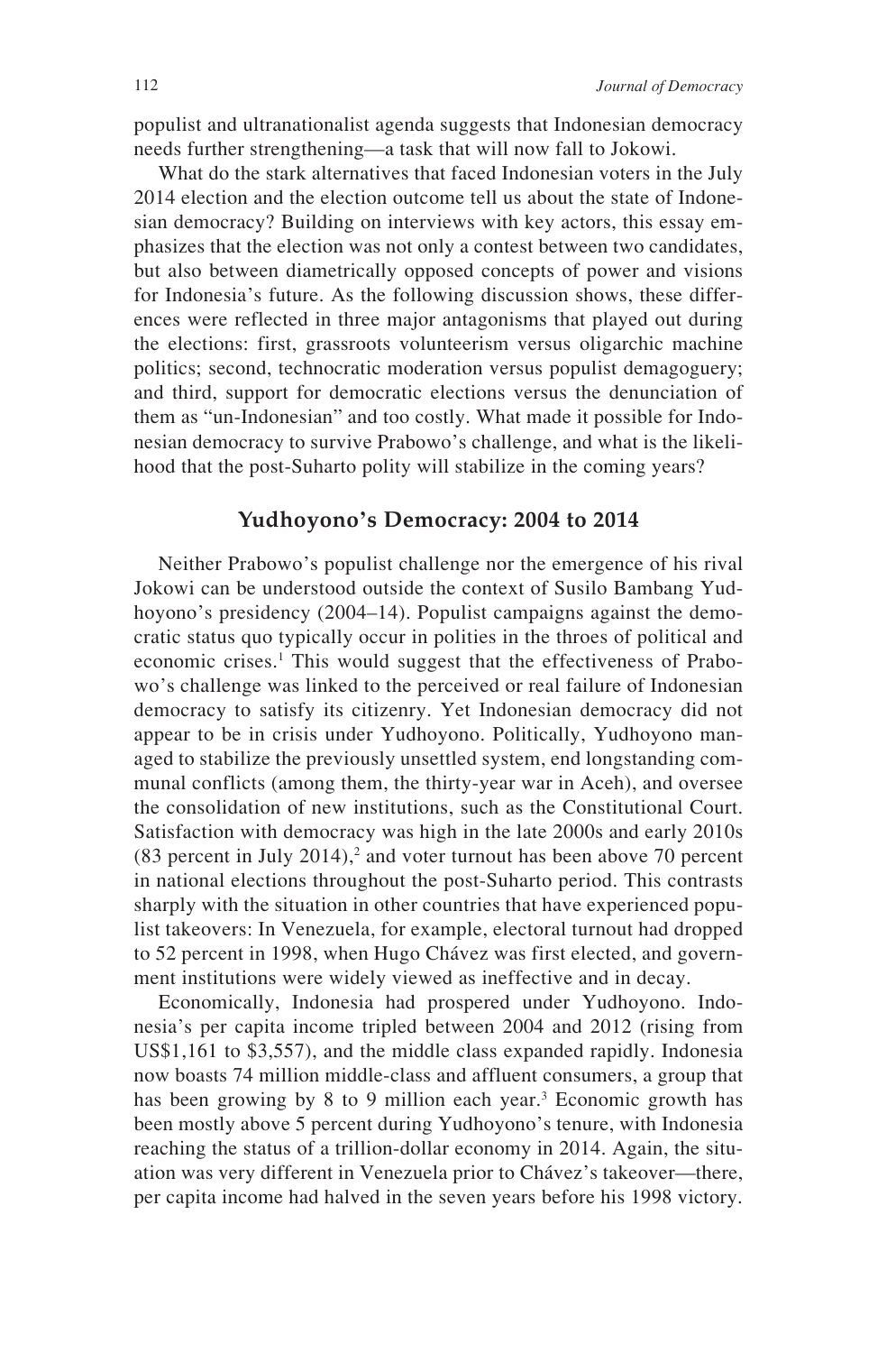populist and ultranationalist agenda suggests that Indonesian democracy needs further strengthening—a task that will now fall to Jokowi.

What do the stark alternatives that faced Indonesian voters in the July 2014 election and the election outcome tell us about the state of Indonesian democracy? Building on interviews with key actors, this essay emphasizes that the election was not only a contest between two candidates, but also between diametrically opposed concepts of power and visions for Indonesia's future. As the following discussion shows, these differences were reflected in three major antagonisms that played out during the elections: first, grassroots volunteerism versus oligarchic machine politics; second, technocratic moderation versus populist demagoguery; and third, support for democratic elections versus the denunciation of them as "un-Indonesian" and too costly. What made it possible for Indonesian democracy to survive Prabowo's challenge, and what is the likelihood that the post-Suharto polity will stabilize in the coming years?

## Yudhoyono's Democracy: 2004 to 2014

Neither Prabowo's populist challenge nor the emergence of his rival Jokowi can be understood outside the context of Susilo Bambang Yudhoyono's presidency (2004–14). Populist campaigns against the democratic status quo typically occur in polities in the throes of political and economic crises.[1] This would suggest that the effectiveness of Prabowo's challenge was linked to the perceived or real failure of Indonesian democracy to satisfy its citizenry. Yet Indonesian democracy did not appear to be in crisis under Yudhoyono. Politically, Yudhoyono managed to stabilize the previously unsettled system, end longstanding communal conflicts (among them, the thirty-year war in Aceh), and oversee the consolidation of new institutions, such as the Constitutional Court. Satisfaction with democracy was high in the late 2000s and early 2010s (83 percent in July 2014),[2] and voter turnout has been above 70 percent in national elections throughout the post-Suharto period. This contrasts sharply with the situation in other countries that have experienced populist takeovers: In Venezuela, for example, electoral turnout had dropped to 52 percent in 1998, when Hugo Chávez was first elected, and government institutions were widely viewed as ineffective and in decay.

Economically, Indonesia had prospered under Yudhoyono. Indonesia's per capita income tripled between 2004 and 2012 (rising from US$1,161 to $3,557), and the middle class expanded rapidly. Indonesia now boasts 74 million middle-class and affluent consumers, a group that has been growing by 8 to 9 million each year.[3] Economic growth has been mostly above 5 percent during Yudhoyono's tenure, with Indonesia reaching the status of a trillion-dollar economy in 2014. Again, the situation was very different in Venezuela prior to Chávez's takeover—there, per capita income had halved in the seven years before his 1998 victory.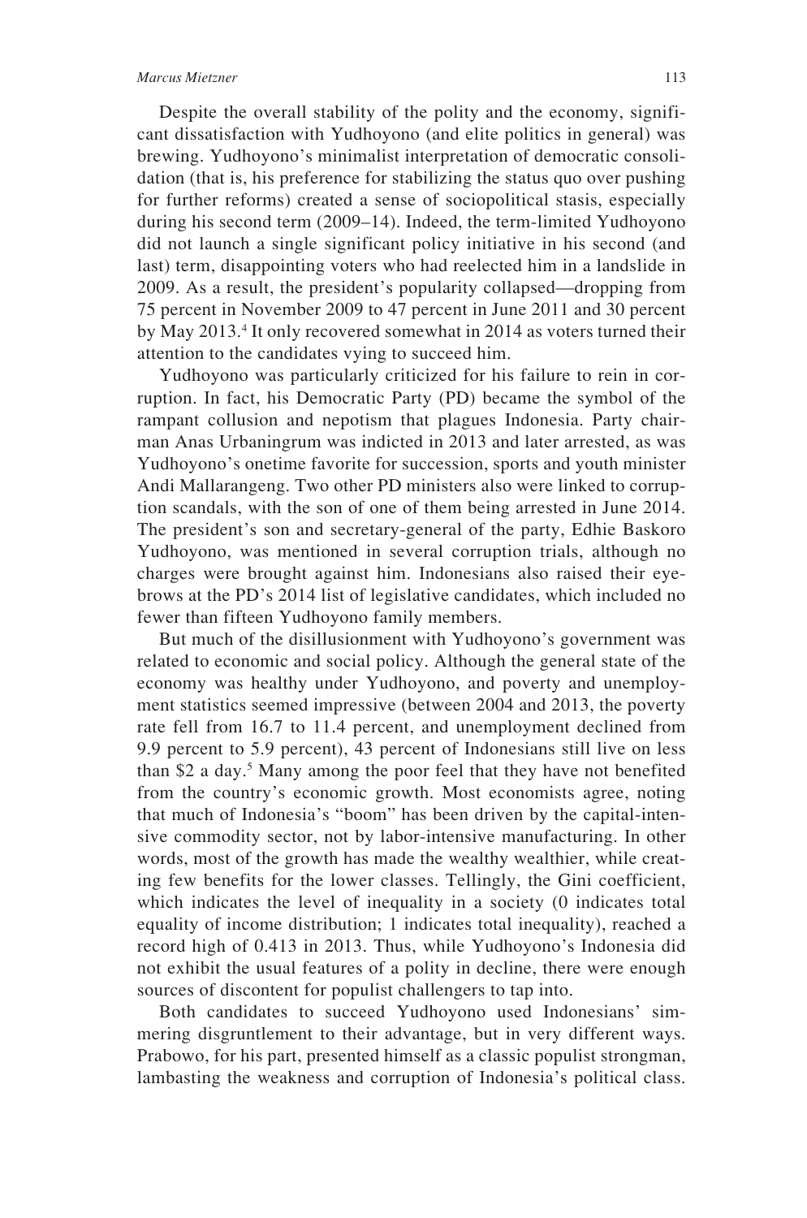Despite the overall stability of the polity and the economy, significant dissatisfaction with Yudhoyono (and elite politics in general) was brewing. Yudhoyono's minimalist interpretation of democratic consolidation (that is, his preference for stabilizing the status quo over pushing for further reforms) created a sense of sociopolitical stasis, especially during his second term (2009–14). Indeed, the term-limited Yudhoyono did not launch a single significant policy initiative in his second (and last) term, disappointing voters who had reelected him in a landslide in 2009. As a result, the president's popularity collapsed—dropping from 75 percent in November 2009 to 47 percent in June 2011 and 30 percent by May 2013.[4] It only recovered somewhat in 2014 as voters turned their attention to the candidates vying to succeed him.

Yudhoyono was particularly criticized for his failure to rein in corruption. In fact, his Democratic Party (PD) became the symbol of the rampant collusion and nepotism that plagues Indonesia. Party chairman Anas Urbaningrum was indicted in 2013 and later arrested, as was Yudhoyono's onetime favorite for succession, sports and youth minister Andi Mallarangeng. Two other PD ministers also were linked to corruption scandals, with the son of one of them being arrested in June 2014. The president's son and secretary-general of the party, Edhie Baskoro Yudhoyono, was mentioned in several corruption trials, although no charges were brought against him. Indonesians also raised their eyebrows at the PD's 2014 list of legislative candidates, which included no fewer than fifteen Yudhoyono family members.

But much of the disillusionment with Yudhoyono's government was related to economic and social policy. Although the general state of the economy was healthy under Yudhoyono, and poverty and unemployment statistics seemed impressive (between 2004 and 2013, the poverty rate fell from 16.7 to 11.4 percent, and unemployment declined from 9.9 percent to 5.9 percent), 43 percent of Indonesians still live on less than $2 a day.[5] Many among the poor feel that they have not benefited from the country's economic growth. Most economists agree, noting that much of Indonesia's "boom" has been driven by the capital-intensive commodity sector, not by labor-intensive manufacturing. In other words, most of the growth has made the wealthy wealthier, while creating few benefits for the lower classes. Tellingly, the Gini coefficient, which indicates the level of inequality in a society (0 indicates total equality of income distribution; 1 indicates total inequality), reached a record high of 0.413 in 2013. Thus, while Yudhoyono's Indonesia did not exhibit the usual features of a polity in decline, there were enough sources of discontent for populist challengers to tap into.

Both candidates to succeed Yudhoyono used Indonesians' simmering disgruntlement to their advantage, but in very different ways. Prabowo, for his part, presented himself as a classic populist strongman, lambasting the weakness and corruption of Indonesia's political class.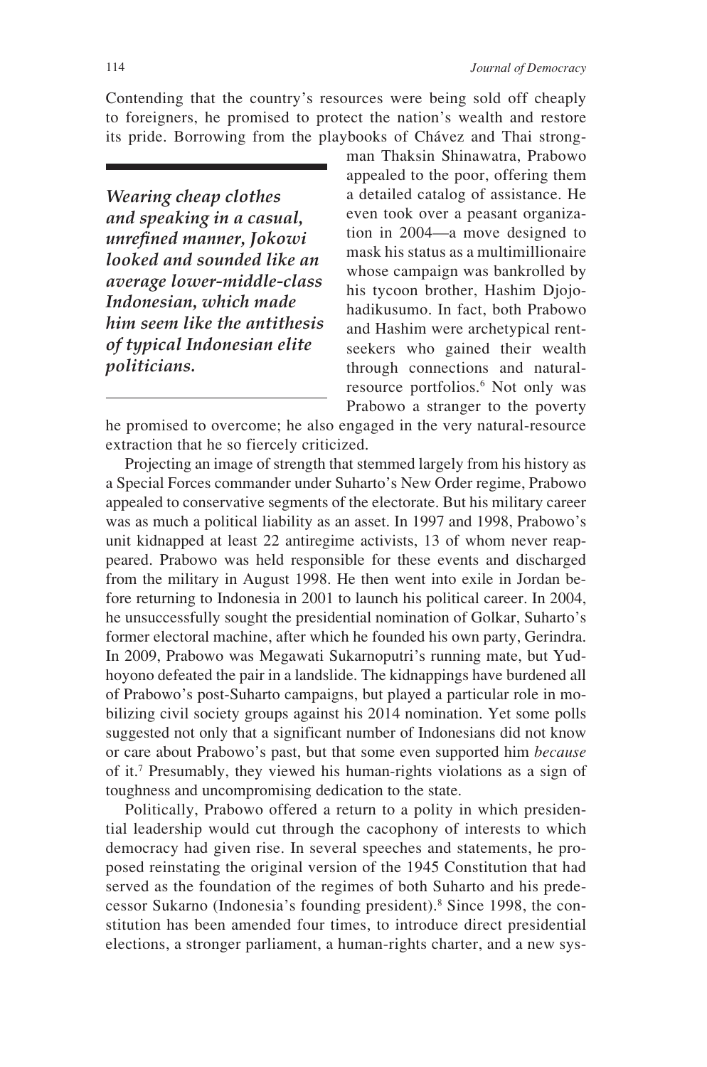Contending that the country's resources were being sold off cheaply to foreigners, he promised to protect the nation's wealth and restore its pride. Borrowing from the playbooks of Chávez and Thai strongman Thaksin Shinawatra, Prabowo appealed to the poor, offering them a detailed catalog of assistance. He even took over a peasant organization in 2004—a move designed to mask his status as a multimillionaire whose campaign was bankrolled by his tycoon brother, Hashim Djojohadikusumo. In fact, both Prabowo and Hashim were archetypical rent-seekers who gained their wealth through connections and natural-resource portfolios.[6] Not only was Prabowo a stranger to the poverty he promised to overcome; he also engaged in the very natural-resource extraction that he so fiercely criticized.

> ***Wearing cheap clothes and speaking in a casual, unrefined manner, Jokowi looked and sounded like an average lower-middle-class Indonesian, which made him seem like the antithesis of typical Indonesian elite politicians.***

Projecting an image of strength that stemmed largely from his history as a Special Forces commander under Suharto's New Order regime, Prabowo appealed to conservative segments of the electorate. But his military career was as much a political liability as an asset. In 1997 and 1998, Prabowo's unit kidnapped at least 22 antiregime activists, 13 of whom never reappeared. Prabowo was held responsible for these events and discharged from the military in August 1998. He then went into exile in Jordan before returning to Indonesia in 2001 to launch his political career. In 2004, he unsuccessfully sought the presidential nomination of Golkar, Suharto's former electoral machine, after which he founded his own party, Gerindra. In 2009, Prabowo was Megawati Sukarnoputri's running mate, but Yudhoyono defeated the pair in a landslide. The kidnappings have burdened all of Prabowo's post-Suharto campaigns, but played a particular role in mobilizing civil society groups against his 2014 nomination. Yet some polls suggested not only that a significant number of Indonesians did not know or care about Prabowo's past, but that some even supported him *because* of it.[7] Presumably, they viewed his human-rights violations as a sign of toughness and uncompromising dedication to the state.

Politically, Prabowo offered a return to a polity in which presidential leadership would cut through the cacophony of interests to which democracy had given rise. In several speeches and statements, he proposed reinstating the original version of the 1945 Constitution that had served as the foundation of the regimes of both Suharto and his predecessor Sukarno (Indonesia's founding president).[8] Since 1998, the constitution has been amended four times, to introduce direct presidential elections, a stronger parliament, a human-rights charter, and a new sys-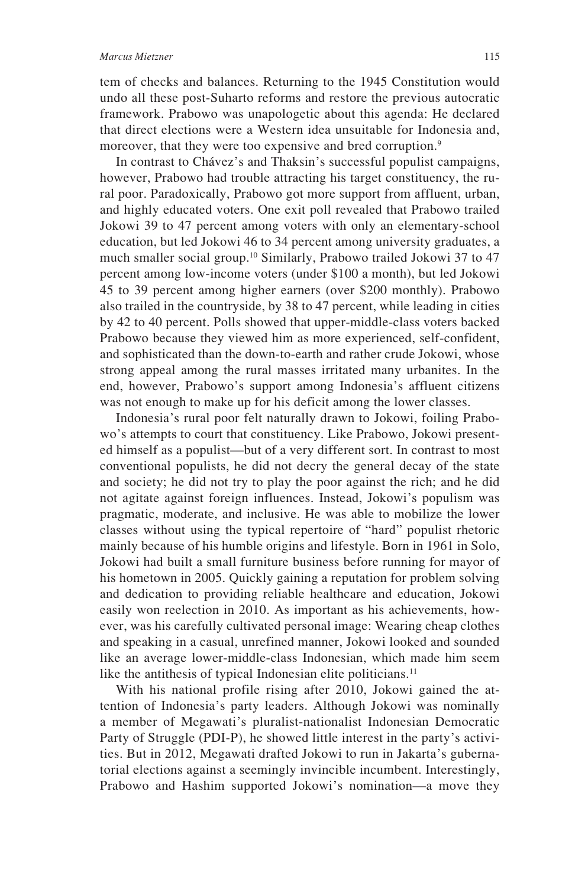tem of checks and balances. Returning to the 1945 Constitution would undo all these post-Suharto reforms and restore the previous autocratic framework. Prabowo was unapologetic about this agenda: He declared that direct elections were a Western idea unsuitable for Indonesia and, moreover, that they were too expensive and bred corruption.[9]

In contrast to Chávez's and Thaksin's successful populist campaigns, however, Prabowo had trouble attracting his target constituency, the rural poor. Paradoxically, Prabowo got more support from affluent, urban, and highly educated voters. One exit poll revealed that Prabowo trailed Jokowi 39 to 47 percent among voters with only an elementary-school education, but led Jokowi 46 to 34 percent among university graduates, a much smaller social group.[10] Similarly, Prabowo trailed Jokowi 37 to 47 percent among low-income voters (under $100 a month), but led Jokowi 45 to 39 percent among higher earners (over $200 monthly). Prabowo also trailed in the countryside, by 38 to 47 percent, while leading in cities by 42 to 40 percent. Polls showed that upper-middle-class voters backed Prabowo because they viewed him as more experienced, self-confident, and sophisticated than the down-to-earth and rather crude Jokowi, whose strong appeal among the rural masses irritated many urbanites. In the end, however, Prabowo's support among Indonesia's affluent citizens was not enough to make up for his deficit among the lower classes.

Indonesia's rural poor felt naturally drawn to Jokowi, foiling Prabowo's attempts to court that constituency. Like Prabowo, Jokowi presented himself as a populist—but of a very different sort. In contrast to most conventional populists, he did not decry the general decay of the state and society; he did not try to play the poor against the rich; and he did not agitate against foreign influences. Instead, Jokowi's populism was pragmatic, moderate, and inclusive. He was able to mobilize the lower classes without using the typical repertoire of "hard" populist rhetoric mainly because of his humble origins and lifestyle. Born in 1961 in Solo, Jokowi had built a small furniture business before running for mayor of his hometown in 2005. Quickly gaining a reputation for problem solving and dedication to providing reliable healthcare and education, Jokowi easily won reelection in 2010. As important as his achievements, however, was his carefully cultivated personal image: Wearing cheap clothes and speaking in a casual, unrefined manner, Jokowi looked and sounded like an average lower-middle-class Indonesian, which made him seem like the antithesis of typical Indonesian elite politicians.[11]

With his national profile rising after 2010, Jokowi gained the attention of Indonesia's party leaders. Although Jokowi was nominally a member of Megawati's pluralist-nationalist Indonesian Democratic Party of Struggle (PDI-P), he showed little interest in the party's activities. But in 2012, Megawati drafted Jokowi to run in Jakarta's gubernatorial elections against a seemingly invincible incumbent. Interestingly, Prabowo and Hashim supported Jokowi's nomination—a move they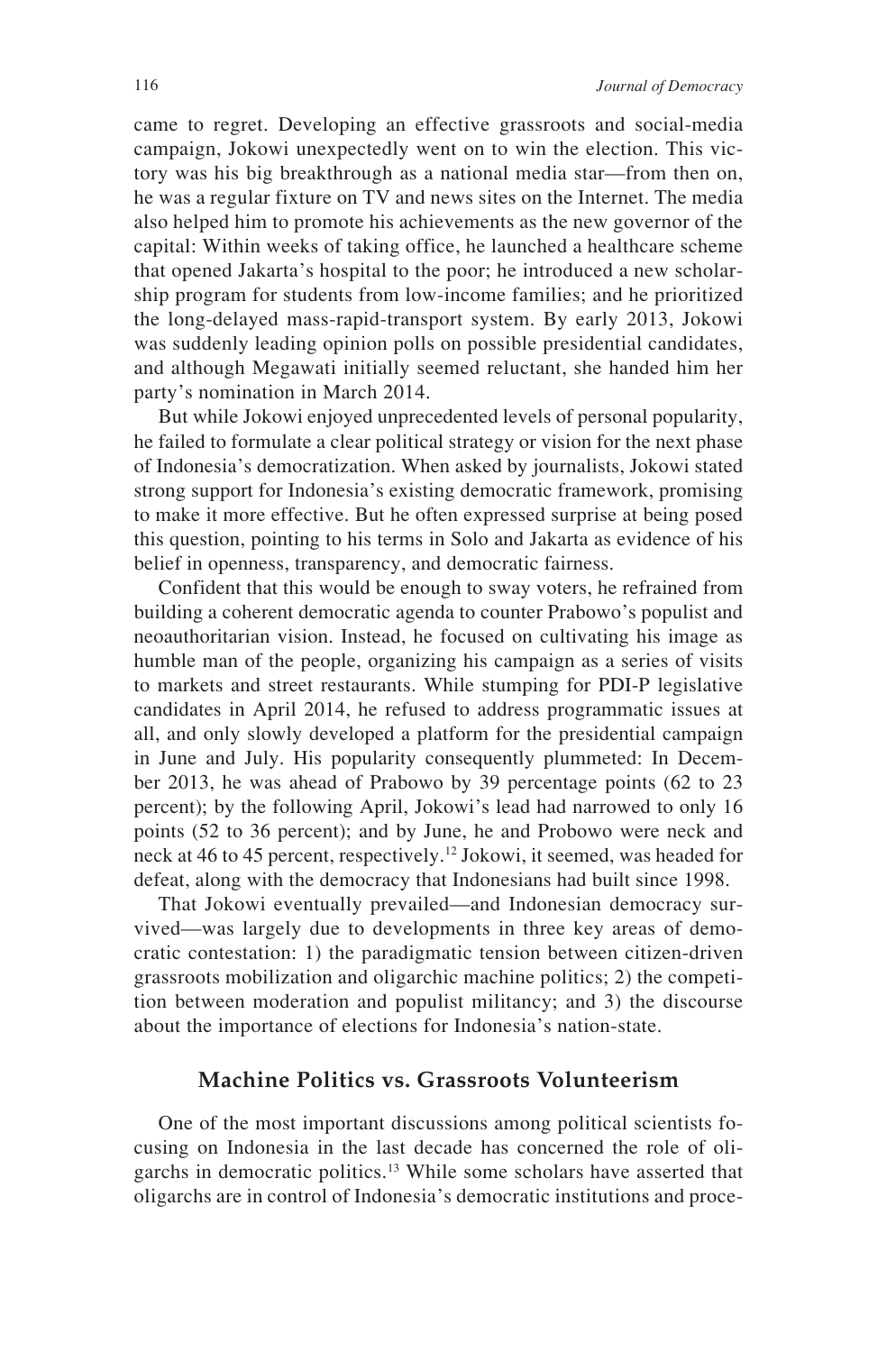came to regret. Developing an effective grassroots and social-media campaign, Jokowi unexpectedly went on to win the election. This victory was his big breakthrough as a national media star—from then on, he was a regular fixture on TV and news sites on the Internet. The media also helped him to promote his achievements as the new governor of the capital: Within weeks of taking office, he launched a healthcare scheme that opened Jakarta's hospital to the poor; he introduced a new scholarship program for students from low-income families; and he prioritized the long-delayed mass-rapid-transport system. By early 2013, Jokowi was suddenly leading opinion polls on possible presidential candidates, and although Megawati initially seemed reluctant, she handed him her party's nomination in March 2014.

But while Jokowi enjoyed unprecedented levels of personal popularity, he failed to formulate a clear political strategy or vision for the next phase of Indonesia's democratization. When asked by journalists, Jokowi stated strong support for Indonesia's existing democratic framework, promising to make it more effective. But he often expressed surprise at being posed this question, pointing to his terms in Solo and Jakarta as evidence of his belief in openness, transparency, and democratic fairness.

Confident that this would be enough to sway voters, he refrained from building a coherent democratic agenda to counter Prabowo's populist and neoauthoritarian vision. Instead, he focused on cultivating his image as humble man of the people, organizing his campaign as a series of visits to markets and street restaurants. While stumping for PDI-P legislative candidates in April 2014, he refused to address programmatic issues at all, and only slowly developed a platform for the presidential campaign in June and July. His popularity consequently plummeted: In December 2013, he was ahead of Prabowo by 39 percentage points (62 to 23 percent); by the following April, Jokowi's lead had narrowed to only 16 points (52 to 36 percent); and by June, he and Probowo were neck and neck at 46 to 45 percent, respectively.[12] Jokowi, it seemed, was headed for defeat, along with the democracy that Indonesians had built since 1998.

That Jokowi eventually prevailed—and Indonesian democracy survived—was largely due to developments in three key areas of democratic contestation: 1) the paradigmatic tension between citizen-driven grassroots mobilization and oligarchic machine politics; 2) the competition between moderation and populist militancy; and 3) the discourse about the importance of elections for Indonesia's nation-state.

## Machine Politics vs. Grassroots Volunteerism

One of the most important discussions among political scientists focusing on Indonesia in the last decade has concerned the role of oligarchs in democratic politics.[13] While some scholars have asserted that oligarchs are in control of Indonesia's democratic institutions and proce-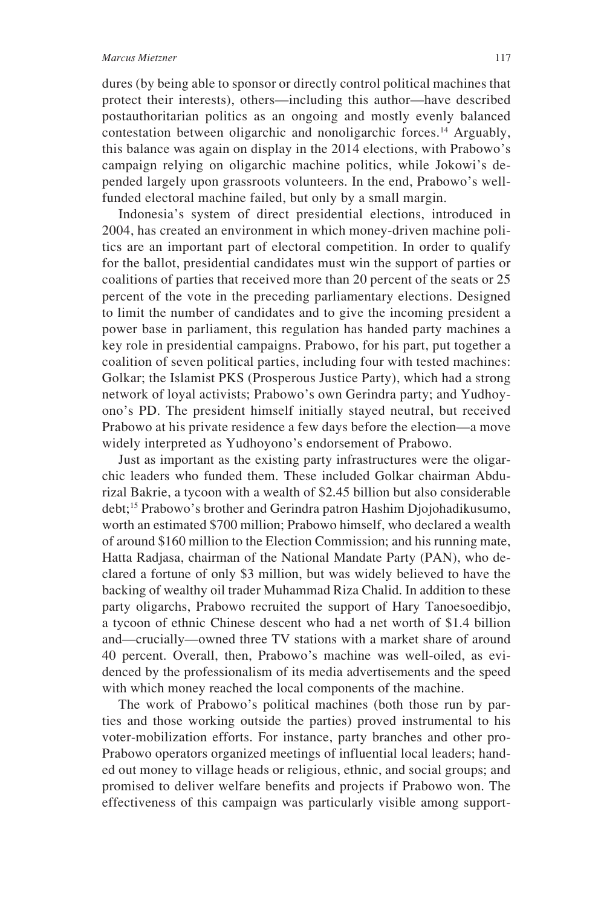dures (by being able to sponsor or directly control political machines that protect their interests), others—including this author—have described postauthoritarian politics as an ongoing and mostly evenly balanced contestation between oligarchic and nonoligarchic forces.[14] Arguably, this balance was again on display in the 2014 elections, with Prabowo's campaign relying on oligarchic machine politics, while Jokowi's depended largely upon grassroots volunteers. In the end, Prabowo's well-funded electoral machine failed, but only by a small margin.

Indonesia's system of direct presidential elections, introduced in 2004, has created an environment in which money-driven machine politics are an important part of electoral competition. In order to qualify for the ballot, presidential candidates must win the support of parties or coalitions of parties that received more than 20 percent of the seats or 25 percent of the vote in the preceding parliamentary elections. Designed to limit the number of candidates and to give the incoming president a power base in parliament, this regulation has handed party machines a key role in presidential campaigns. Prabowo, for his part, put together a coalition of seven political parties, including four with tested machines: Golkar; the Islamist PKS (Prosperous Justice Party), which had a strong network of loyal activists; Prabowo's own Gerindra party; and Yudhoyono's PD. The president himself initially stayed neutral, but received Prabowo at his private residence a few days before the election—a move widely interpreted as Yudhoyono's endorsement of Prabowo.

Just as important as the existing party infrastructures were the oligarchic leaders who funded them. These included Golkar chairman Aburizal Bakrie, a tycoon with a wealth of \$2.45 billion but also considerable debt;[15] Prabowo's brother and Gerindra patron Hashim Djojohadikusumo, worth an estimated \$700 million; Prabowo himself, who declared a wealth of around \$160 million to the Election Commission; and his running mate, Hatta Radjasa, chairman of the National Mandate Party (PAN), who declared a fortune of only \$3 million, but was widely believed to have the backing of wealthy oil trader Muhammad Riza Chalid. In addition to these party oligarchs, Prabowo recruited the support of Hary Tanoesoedibjo, a tycoon of ethnic Chinese descent who had a net worth of \$1.4 billion and—crucially—owned three TV stations with a market share of around 40 percent. Overall, then, Prabowo's machine was well-oiled, as evidenced by the professionalism of its media advertisements and the speed with which money reached the local components of the machine.

The work of Prabowo's political machines (both those run by parties and those working outside the parties) proved instrumental to his voter-mobilization efforts. For instance, party branches and other pro-Prabowo operators organized meetings of influential local leaders; handed out money to village heads or religious, ethnic, and social groups; and promised to deliver welfare benefits and projects if Prabowo won. The effectiveness of this campaign was particularly visible among support-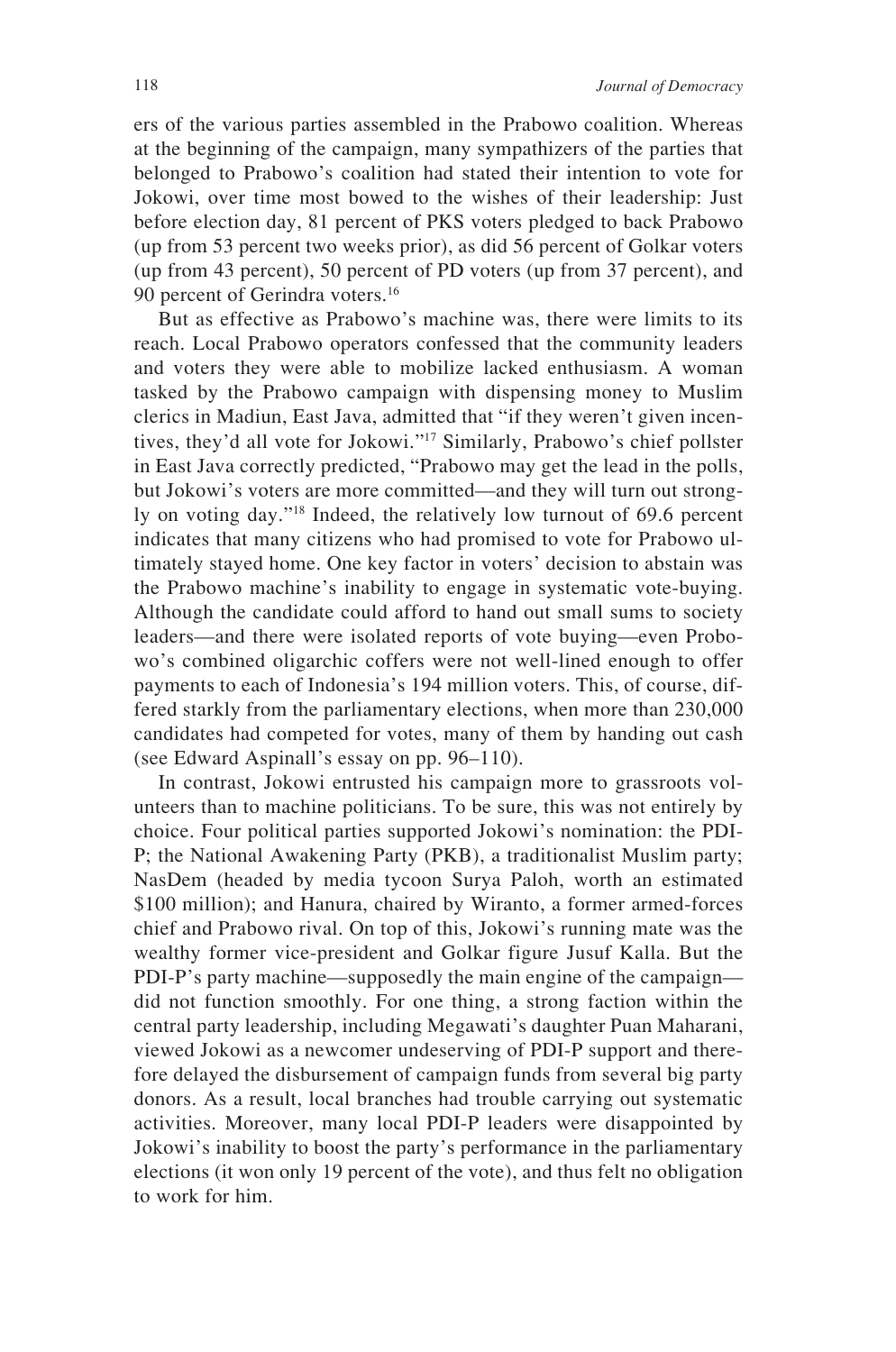ers of the various parties assembled in the Prabowo coalition. Whereas at the beginning of the campaign, many sympathizers of the parties that belonged to Prabowo's coalition had stated their intention to vote for Jokowi, over time most bowed to the wishes of their leadership: Just before election day, 81 percent of PKS voters pledged to back Prabowo (up from 53 percent two weeks prior), as did 56 percent of Golkar voters (up from 43 percent), 50 percent of PD voters (up from 37 percent), and 90 percent of Gerindra voters.[16]

But as effective as Prabowo's machine was, there were limits to its reach. Local Prabowo operators confessed that the community leaders and voters they were able to mobilize lacked enthusiasm. A woman tasked by the Prabowo campaign with dispensing money to Muslim clerics in Madiun, East Java, admitted that "if they weren't given incentives, they'd all vote for Jokowi."[17] Similarly, Prabowo's chief pollster in East Java correctly predicted, "Prabowo may get the lead in the polls, but Jokowi's voters are more committed—and they will turn out strongly on voting day."[18] Indeed, the relatively low turnout of 69.6 percent indicates that many citizens who had promised to vote for Prabowo ultimately stayed home. One key factor in voters' decision to abstain was the Prabowo machine's inability to engage in systematic vote-buying. Although the candidate could afford to hand out small sums to society leaders—and there were isolated reports of vote buying—even Probowo's combined oligarchic coffers were not well-lined enough to offer payments to each of Indonesia's 194 million voters. This, of course, differed starkly from the parliamentary elections, when more than 230,000 candidates had competed for votes, many of them by handing out cash (see Edward Aspinall's essay on pp. 96–110).

In contrast, Jokowi entrusted his campaign more to grassroots volunteers than to machine politicians. To be sure, this was not entirely by choice. Four political parties supported Jokowi's nomination: the PDI-P; the National Awakening Party (PKB), a traditionalist Muslim party; NasDem (headed by media tycoon Surya Paloh, worth an estimated $100 million); and Hanura, chaired by Wiranto, a former armed-forces chief and Prabowo rival. On top of this, Jokowi's running mate was the wealthy former vice-president and Golkar figure Jusuf Kalla. But the PDI-P's party machine—supposedly the main engine of the campaign—did not function smoothly. For one thing, a strong faction within the central party leadership, including Megawati's daughter Puan Maharani, viewed Jokowi as a newcomer undeserving of PDI-P support and therefore delayed the disbursement of campaign funds from several big party donors. As a result, local branches had trouble carrying out systematic activities. Moreover, many local PDI-P leaders were disappointed by Jokowi's inability to boost the party's performance in the parliamentary elections (it won only 19 percent of the vote), and thus felt no obligation to work for him.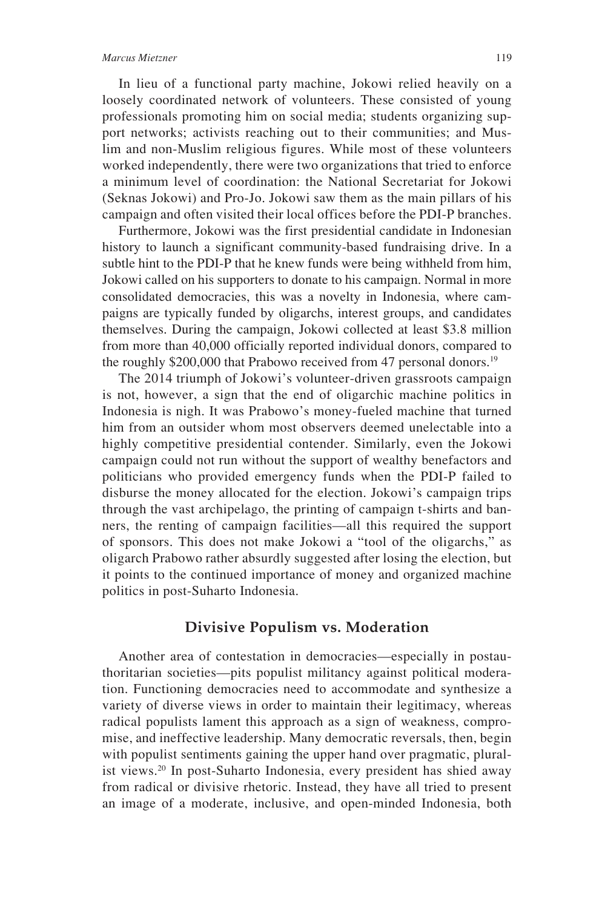In lieu of a functional party machine, Jokowi relied heavily on a loosely coordinated network of volunteers. These consisted of young professionals promoting him on social media; students organizing support networks; activists reaching out to their communities; and Muslim and non-Muslim religious figures. While most of these volunteers worked independently, there were two organizations that tried to enforce a minimum level of coordination: the National Secretariat for Jokowi (Seknas Jokowi) and Pro-Jo. Jokowi saw them as the main pillars of his campaign and often visited their local offices before the PDI-P branches.

Furthermore, Jokowi was the first presidential candidate in Indonesian history to launch a significant community-based fundraising drive. In a subtle hint to the PDI-P that he knew funds were being withheld from him, Jokowi called on his supporters to donate to his campaign. Normal in more consolidated democracies, this was a novelty in Indonesia, where campaigns are typically funded by oligarchs, interest groups, and candidates themselves. During the campaign, Jokowi collected at least $3.8 million from more than 40,000 officially reported individual donors, compared to the roughly $200,000 that Prabowo received from 47 personal donors.[19]

The 2014 triumph of Jokowi's volunteer-driven grassroots campaign is not, however, a sign that the end of oligarchic machine politics in Indonesia is nigh. It was Prabowo's money-fueled machine that turned him from an outsider whom most observers deemed unelectable into a highly competitive presidential contender. Similarly, even the Jokowi campaign could not run without the support of wealthy benefactors and politicians who provided emergency funds when the PDI-P failed to disburse the money allocated for the election. Jokowi's campaign trips through the vast archipelago, the printing of campaign t-shirts and banners, the renting of campaign facilities—all this required the support of sponsors. This does not make Jokowi a "tool of the oligarchs," as oligarch Prabowo rather absurdly suggested after losing the election, but it points to the continued importance of money and organized machine politics in post-Suharto Indonesia.

## Divisive Populism vs. Moderation

Another area of contestation in democracies—especially in postauthoritarian societies—pits populist militancy against political moderation. Functioning democracies need to accommodate and synthesize a variety of diverse views in order to maintain their legitimacy, whereas radical populists lament this approach as a sign of weakness, compromise, and ineffective leadership. Many democratic reversals, then, begin with populist sentiments gaining the upper hand over pragmatic, pluralist views.[20] In post-Suharto Indonesia, every president has shied away from radical or divisive rhetoric. Instead, they have all tried to present an image of a moderate, inclusive, and open-minded Indonesia, both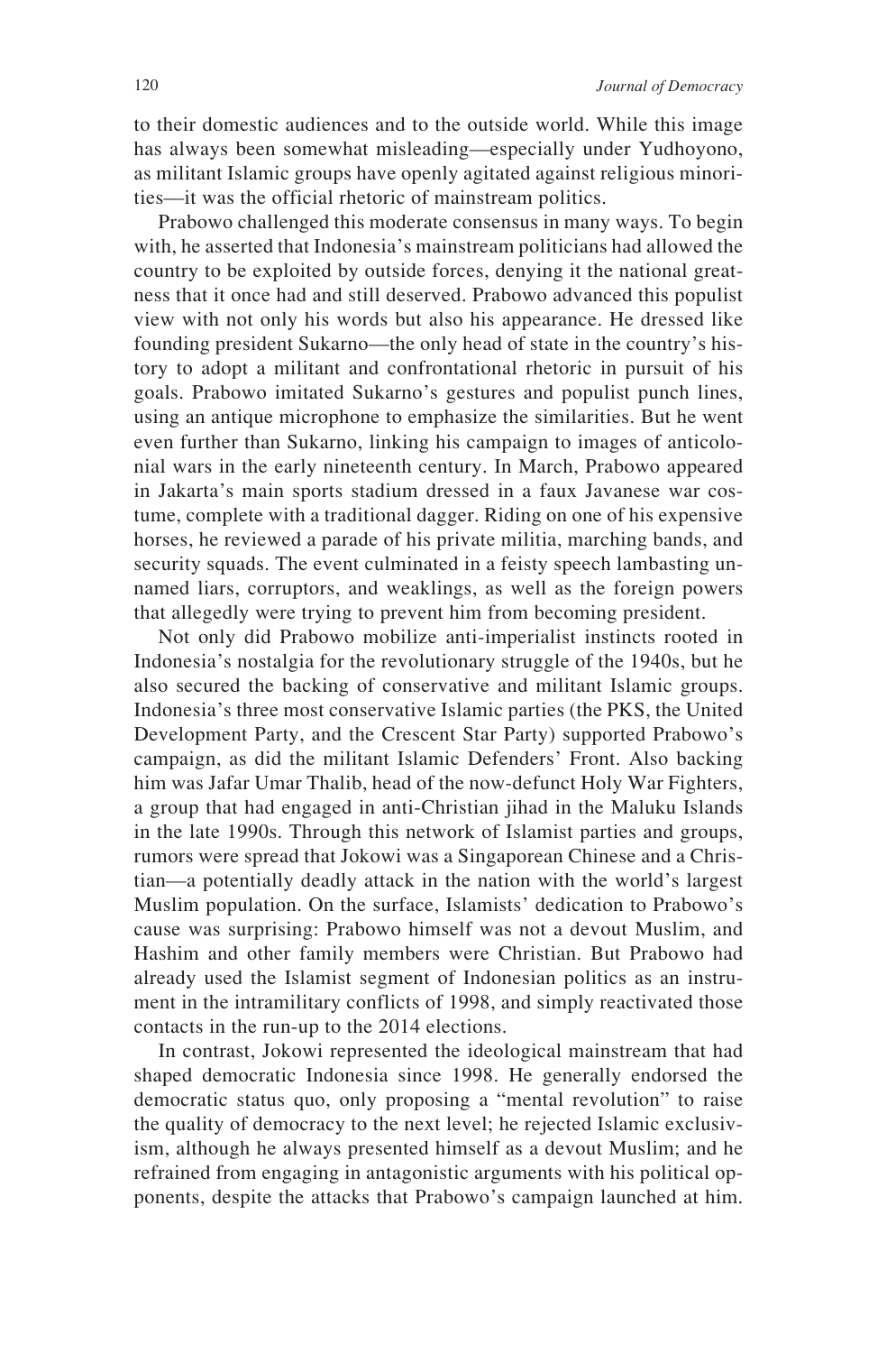to their domestic audiences and to the outside world. While this image has always been somewhat misleading—especially under Yudhoyono, as militant Islamic groups have openly agitated against religious minorities—it was the official rhetoric of mainstream politics.

Prabowo challenged this moderate consensus in many ways. To begin with, he asserted that Indonesia's mainstream politicians had allowed the country to be exploited by outside forces, denying it the national greatness that it once had and still deserved. Prabowo advanced this populist view with not only his words but also his appearance. He dressed like founding president Sukarno—the only head of state in the country's history to adopt a militant and confrontational rhetoric in pursuit of his goals. Prabowo imitated Sukarno's gestures and populist punch lines, using an antique microphone to emphasize the similarities. But he went even further than Sukarno, linking his campaign to images of anticolonial wars in the early nineteenth century. In March, Prabowo appeared in Jakarta's main sports stadium dressed in a faux Javanese war costume, complete with a traditional dagger. Riding on one of his expensive horses, he reviewed a parade of his private militia, marching bands, and security squads. The event culminated in a feisty speech lambasting unnamed liars, corruptors, and weaklings, as well as the foreign powers that allegedly were trying to prevent him from becoming president.

Not only did Prabowo mobilize anti-imperialist instincts rooted in Indonesia's nostalgia for the revolutionary struggle of the 1940s, but he also secured the backing of conservative and militant Islamic groups. Indonesia's three most conservative Islamic parties (the PKS, the United Development Party, and the Crescent Star Party) supported Prabowo's campaign, as did the militant Islamic Defenders' Front. Also backing him was Jafar Umar Thalib, head of the now-defunct Holy War Fighters, a group that had engaged in anti-Christian jihad in the Maluku Islands in the late 1990s. Through this network of Islamist parties and groups, rumors were spread that Jokowi was a Singaporean Chinese and a Christian—a potentially deadly attack in the nation with the world's largest Muslim population. On the surface, Islamists' dedication to Prabowo's cause was surprising: Prabowo himself was not a devout Muslim, and Hashim and other family members were Christian. But Prabowo had already used the Islamist segment of Indonesian politics as an instrument in the intramilitary conflicts of 1998, and simply reactivated those contacts in the run-up to the 2014 elections.

In contrast, Jokowi represented the ideological mainstream that had shaped democratic Indonesia since 1998. He generally endorsed the democratic status quo, only proposing a "mental revolution" to raise the quality of democracy to the next level; he rejected Islamic exclusivism, although he always presented himself as a devout Muslim; and he refrained from engaging in antagonistic arguments with his political opponents, despite the attacks that Prabowo's campaign launched at him.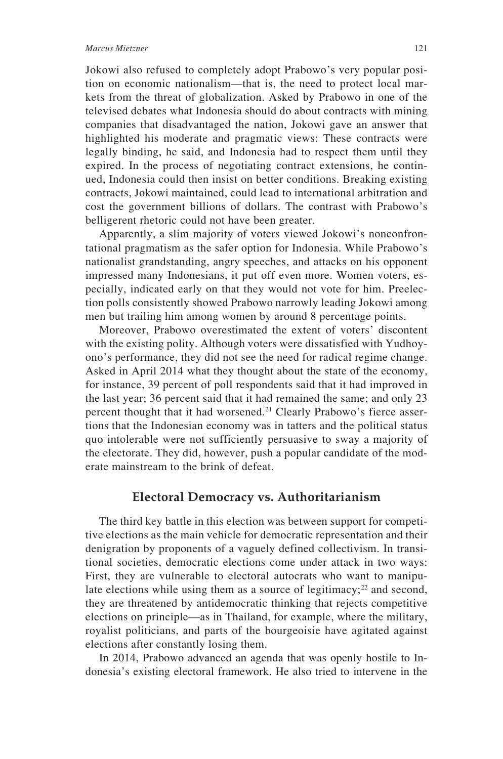Jokowi also refused to completely adopt Prabowo's very popular position on economic nationalism—that is, the need to protect local markets from the threat of globalization. Asked by Prabowo in one of the televised debates what Indonesia should do about contracts with mining companies that disadvantaged the nation, Jokowi gave an answer that highlighted his moderate and pragmatic views: These contracts were legally binding, he said, and Indonesia had to respect them until they expired. In the process of negotiating contract extensions, he continued, Indonesia could then insist on better conditions. Breaking existing contracts, Jokowi maintained, could lead to international arbitration and cost the government billions of dollars. The contrast with Prabowo's belligerent rhetoric could not have been greater.

Apparently, a slim majority of voters viewed Jokowi's nonconfrontational pragmatism as the safer option for Indonesia. While Prabowo's nationalist grandstanding, angry speeches, and attacks on his opponent impressed many Indonesians, it put off even more. Women voters, especially, indicated early on that they would not vote for him. Preelection polls consistently showed Prabowo narrowly leading Jokowi among men but trailing him among women by around 8 percentage points.

Moreover, Prabowo overestimated the extent of voters' discontent with the existing polity. Although voters were dissatisfied with Yudhoyono's performance, they did not see the need for radical regime change. Asked in April 2014 what they thought about the state of the economy, for instance, 39 percent of poll respondents said that it had improved in the last year; 36 percent said that it had remained the same; and only 23 percent thought that it had worsened.[21] Clearly Prabowo's fierce assertions that the Indonesian economy was in tatters and the political status quo intolerable were not sufficiently persuasive to sway a majority of the electorate. They did, however, push a popular candidate of the moderate mainstream to the brink of defeat.

## Electoral Democracy vs. Authoritarianism

The third key battle in this election was between support for competitive elections as the main vehicle for democratic representation and their denigration by proponents of a vaguely defined collectivism. In transitional societies, democratic elections come under attack in two ways: First, they are vulnerable to electoral autocrats who want to manipulate elections while using them as a source of legitimacy;[22] and second, they are threatened by antidemocratic thinking that rejects competitive elections on principle—as in Thailand, for example, where the military, royalist politicians, and parts of the bourgeoisie have agitated against elections after constantly losing them.

In 2014, Prabowo advanced an agenda that was openly hostile to Indonesia's existing electoral framework. He also tried to intervene in the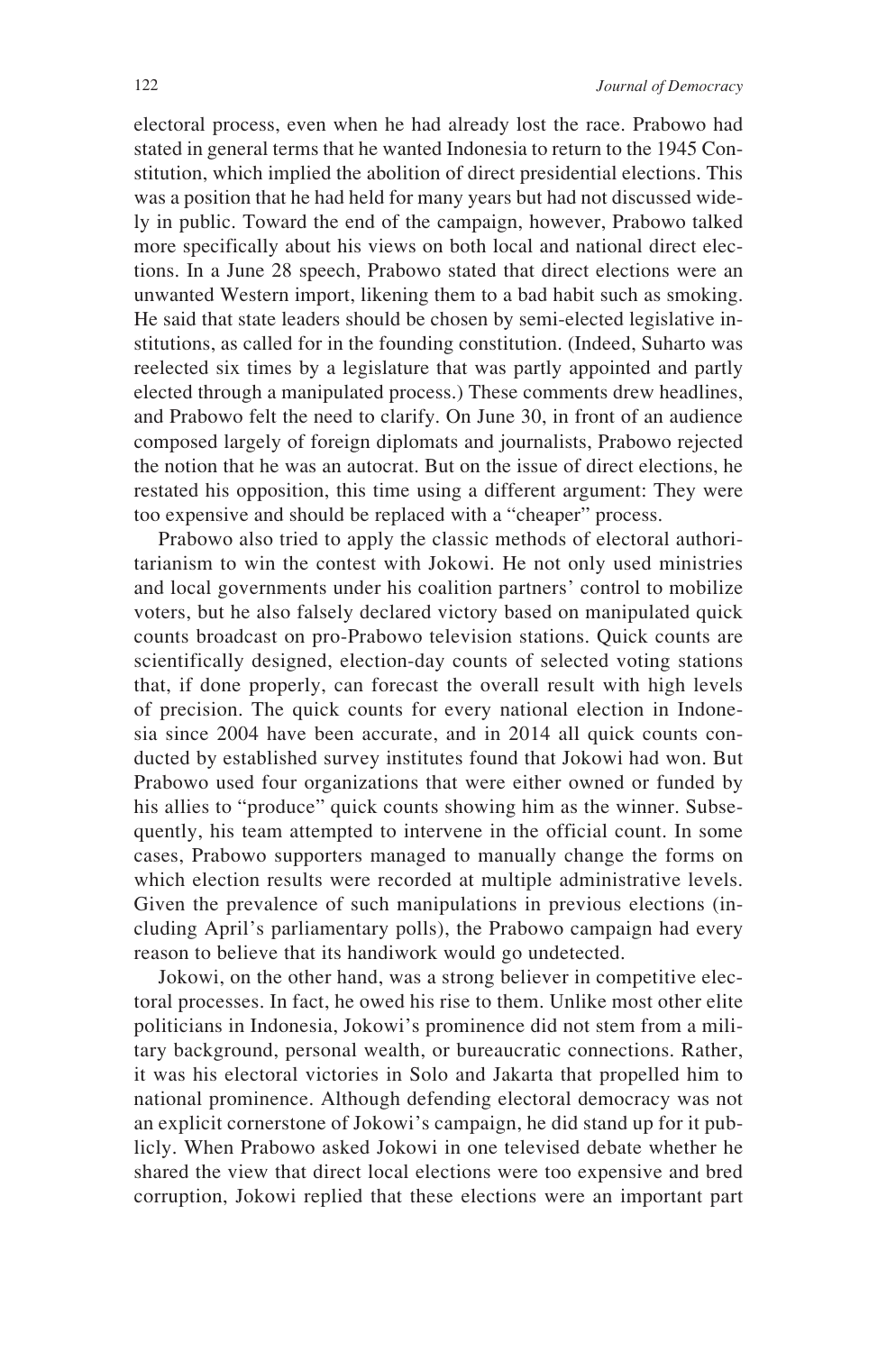electoral process, even when he had already lost the race. Prabowo had stated in general terms that he wanted Indonesia to return to the 1945 Constitution, which implied the abolition of direct presidential elections. This was a position that he had held for many years but had not discussed widely in public. Toward the end of the campaign, however, Prabowo talked more specifically about his views on both local and national direct elections. In a June 28 speech, Prabowo stated that direct elections were an unwanted Western import, likening them to a bad habit such as smoking. He said that state leaders should be chosen by semi-elected legislative institutions, as called for in the founding constitution. (Indeed, Suharto was reelected six times by a legislature that was partly appointed and partly elected through a manipulated process.) These comments drew headlines, and Prabowo felt the need to clarify. On June 30, in front of an audience composed largely of foreign diplomats and journalists, Prabowo rejected the notion that he was an autocrat. But on the issue of direct elections, he restated his opposition, this time using a different argument: They were too expensive and should be replaced with a "cheaper" process.

Prabowo also tried to apply the classic methods of electoral authoritarianism to win the contest with Jokowi. He not only used ministries and local governments under his coalition partners' control to mobilize voters, but he also falsely declared victory based on manipulated quick counts broadcast on pro-Prabowo television stations. Quick counts are scientifically designed, election-day counts of selected voting stations that, if done properly, can forecast the overall result with high levels of precision. The quick counts for every national election in Indonesia since 2004 have been accurate, and in 2014 all quick counts conducted by established survey institutes found that Jokowi had won. But Prabowo used four organizations that were either owned or funded by his allies to "produce" quick counts showing him as the winner. Subsequently, his team attempted to intervene in the official count. In some cases, Prabowo supporters managed to manually change the forms on which election results were recorded at multiple administrative levels. Given the prevalence of such manipulations in previous elections (including April's parliamentary polls), the Prabowo campaign had every reason to believe that its handiwork would go undetected.

Jokowi, on the other hand, was a strong believer in competitive electoral processes. In fact, he owed his rise to them. Unlike most other elite politicians in Indonesia, Jokowi's prominence did not stem from a military background, personal wealth, or bureaucratic connections. Rather, it was his electoral victories in Solo and Jakarta that propelled him to national prominence. Although defending electoral democracy was not an explicit cornerstone of Jokowi's campaign, he did stand up for it publicly. When Prabowo asked Jokowi in one televised debate whether he shared the view that direct local elections were too expensive and bred corruption, Jokowi replied that these elections were an important part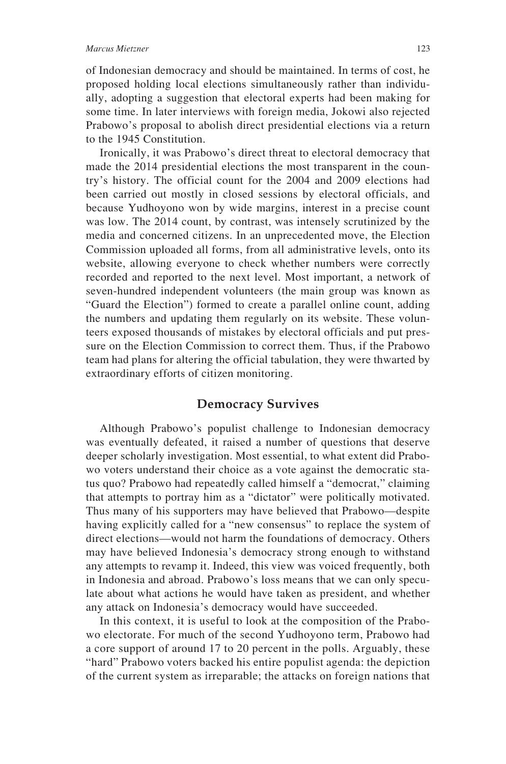of Indonesian democracy and should be maintained. In terms of cost, he proposed holding local elections simultaneously rather than individually, adopting a suggestion that electoral experts had been making for some time. In later interviews with foreign media, Jokowi also rejected Prabowo's proposal to abolish direct presidential elections via a return to the 1945 Constitution.

Ironically, it was Prabowo's direct threat to electoral democracy that made the 2014 presidential elections the most transparent in the country's history. The official count for the 2004 and 2009 elections had been carried out mostly in closed sessions by electoral officials, and because Yudhoyono won by wide margins, interest in a precise count was low. The 2014 count, by contrast, was intensely scrutinized by the media and concerned citizens. In an unprecedented move, the Election Commission uploaded all forms, from all administrative levels, onto its website, allowing everyone to check whether numbers were correctly recorded and reported to the next level. Most important, a network of seven-hundred independent volunteers (the main group was known as "Guard the Election") formed to create a parallel online count, adding the numbers and updating them regularly on its website. These volunteers exposed thousands of mistakes by electoral officials and put pressure on the Election Commission to correct them. Thus, if the Prabowo team had plans for altering the official tabulation, they were thwarted by extraordinary efforts of citizen monitoring.

## Democracy Survives

Although Prabowo's populist challenge to Indonesian democracy was eventually defeated, it raised a number of questions that deserve deeper scholarly investigation. Most essential, to what extent did Prabowo voters understand their choice as a vote against the democratic status quo? Prabowo had repeatedly called himself a "democrat," claiming that attempts to portray him as a "dictator" were politically motivated. Thus many of his supporters may have believed that Prabowo—despite having explicitly called for a "new consensus" to replace the system of direct elections—would not harm the foundations of democracy. Others may have believed Indonesia's democracy strong enough to withstand any attempts to revamp it. Indeed, this view was voiced frequently, both in Indonesia and abroad. Prabowo's loss means that we can only speculate about what actions he would have taken as president, and whether any attack on Indonesia's democracy would have succeeded.

In this context, it is useful to look at the composition of the Prabowo electorate. For much of the second Yudhoyono term, Prabowo had a core support of around 17 to 20 percent in the polls. Arguably, these "hard" Prabowo voters backed his entire populist agenda: the depiction of the current system as irreparable; the attacks on foreign nations that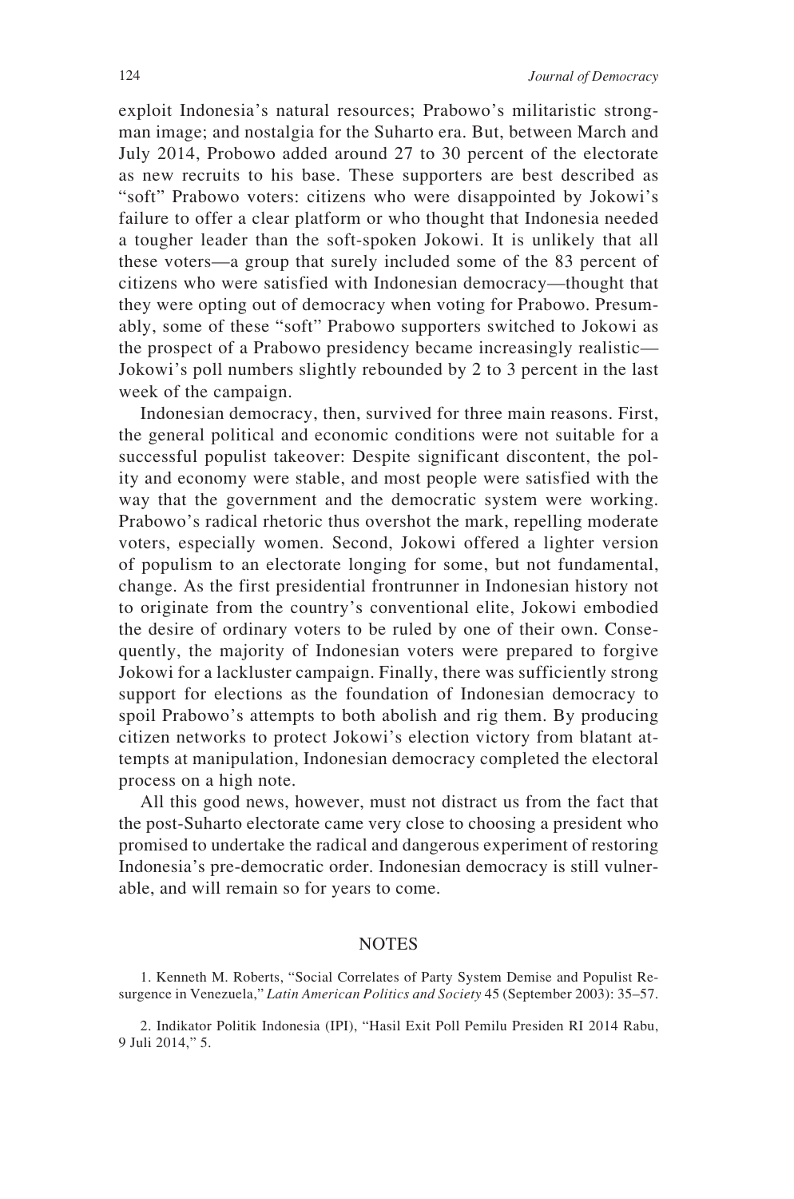exploit Indonesia's natural resources; Prabowo's militaristic strongman image; and nostalgia for the Suharto era. But, between March and July 2014, Probowo added around 27 to 30 percent of the electorate as new recruits to his base. These supporters are best described as "soft" Prabowo voters: citizens who were disappointed by Jokowi's failure to offer a clear platform or who thought that Indonesia needed a tougher leader than the soft-spoken Jokowi. It is unlikely that all these voters—a group that surely included some of the 83 percent of citizens who were satisfied with Indonesian democracy—thought that they were opting out of democracy when voting for Prabowo. Presumably, some of these "soft" Prabowo supporters switched to Jokowi as the prospect of a Prabowo presidency became increasingly realistic—Jokowi's poll numbers slightly rebounded by 2 to 3 percent in the last week of the campaign.

Indonesian democracy, then, survived for three main reasons. First, the general political and economic conditions were not suitable for a successful populist takeover: Despite significant discontent, the polity and economy were stable, and most people were satisfied with the way that the government and the democratic system were working. Prabowo's radical rhetoric thus overshot the mark, repelling moderate voters, especially women. Second, Jokowi offered a lighter version of populism to an electorate longing for some, but not fundamental, change. As the first presidential frontrunner in Indonesian history not to originate from the country's conventional elite, Jokowi embodied the desire of ordinary voters to be ruled by one of their own. Consequently, the majority of Indonesian voters were prepared to forgive Jokowi for a lackluster campaign. Finally, there was sufficiently strong support for elections as the foundation of Indonesian democracy to spoil Prabowo's attempts to both abolish and rig them. By producing citizen networks to protect Jokowi's election victory from blatant attempts at manipulation, Indonesian democracy completed the electoral process on a high note.

All this good news, however, must not distract us from the fact that the post-Suharto electorate came very close to choosing a president who promised to undertake the radical and dangerous experiment of restoring Indonesia's pre-democratic order. Indonesian democracy is still vulnerable, and will remain so for years to come.

## NOTES

1. Kenneth M. Roberts, "Social Correlates of Party System Demise and Populist Resurgence in Venezuela," *Latin American Politics and Society* 45 (September 2003): 35–57.

2. Indikator Politik Indonesia (IPI), "Hasil Exit Poll Pemilu Presiden RI 2014 Rabu, 9 Juli 2014," 5.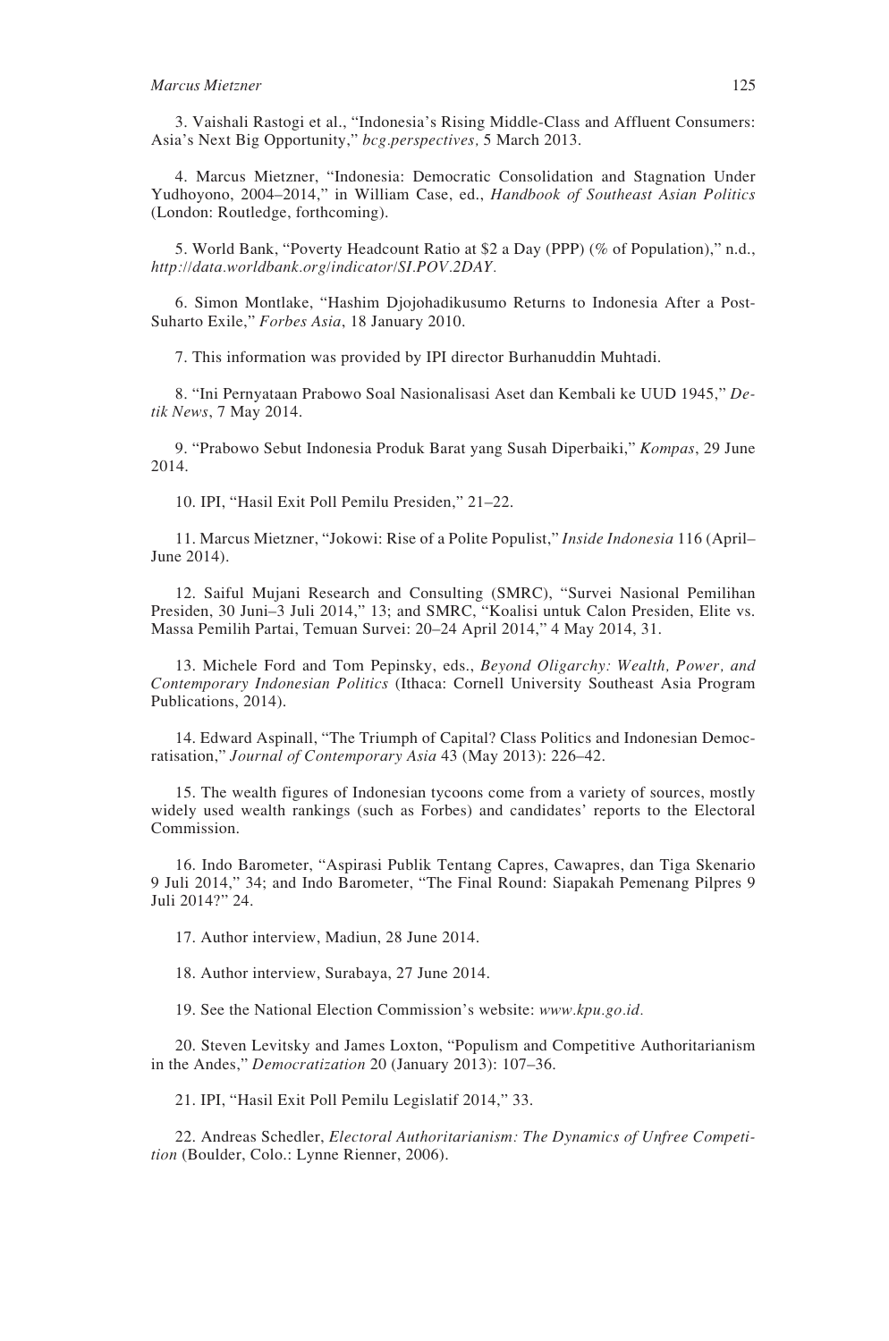3. Vaishali Rastogi et al., "Indonesia's Rising Middle-Class and Affluent Consumers: Asia's Next Big Opportunity," *bcg.perspectives,* 5 March 2013.

4. Marcus Mietzner, "Indonesia: Democratic Consolidation and Stagnation Under Yudhoyono, 2004–2014," in William Case, ed., *Handbook of Southeast Asian Politics* (London: Routledge, forthcoming).

5. World Bank, "Poverty Headcount Ratio at $2 a Day (PPP) (% of Population)," n.d., *http://data.worldbank.org/indicator/SI.POV.2DAY.*

6. Simon Montlake, "Hashim Djojohadikusumo Returns to Indonesia After a Post-Suharto Exile," *Forbes Asia*, 18 January 2010.

7. This information was provided by IPI director Burhanuddin Muhtadi.

8. "Ini Pernyataan Prabowo Soal Nasionalisasi Aset dan Kembali ke UUD 1945," *Detik News*, 7 May 2014.

9. "Prabowo Sebut Indonesia Produk Barat yang Susah Diperbaiki," *Kompas*, 29 June 2014.

10. IPI, "Hasil Exit Poll Pemilu Presiden," 21–22.

11. Marcus Mietzner, "Jokowi: Rise of a Polite Populist," *Inside Indonesia* 116 (April–June 2014).

12. Saiful Mujani Research and Consulting (SMRC), "Survei Nasional Pemilihan Presiden, 30 Juni–3 Juli 2014," 13; and SMRC, "Koalisi untuk Calon Presiden, Elite vs. Massa Pemilih Partai, Temuan Survei: 20–24 April 2014," 4 May 2014, 31.

13. Michele Ford and Tom Pepinsky, eds., *Beyond Oligarchy: Wealth, Power, and Contemporary Indonesian Politics* (Ithaca: Cornell University Southeast Asia Program Publications, 2014).

14. Edward Aspinall, "The Triumph of Capital? Class Politics and Indonesian Democratisation," *Journal of Contemporary Asia* 43 (May 2013): 226–42.

15. The wealth figures of Indonesian tycoons come from a variety of sources, mostly widely used wealth rankings (such as Forbes) and candidates' reports to the Electoral Commission.

16. Indo Barometer, "Aspirasi Publik Tentang Capres, Cawapres, dan Tiga Skenario 9 Juli 2014," 34; and Indo Barometer, "The Final Round: Siapakah Pemenang Pilpres 9 Juli 2014?" 24.

17. Author interview, Madiun, 28 June 2014.

18. Author interview, Surabaya, 27 June 2014.

19. See the National Election Commission's website: *www.kpu.go.id.*

20. Steven Levitsky and James Loxton, "Populism and Competitive Authoritarianism in the Andes," *Democratization* 20 (January 2013): 107–36.

21. IPI, "Hasil Exit Poll Pemilu Legislatif 2014," 33.

22. Andreas Schedler, *Electoral Authoritarianism: The Dynamics of Unfree Competition* (Boulder, Colo.: Lynne Rienner, 2006).